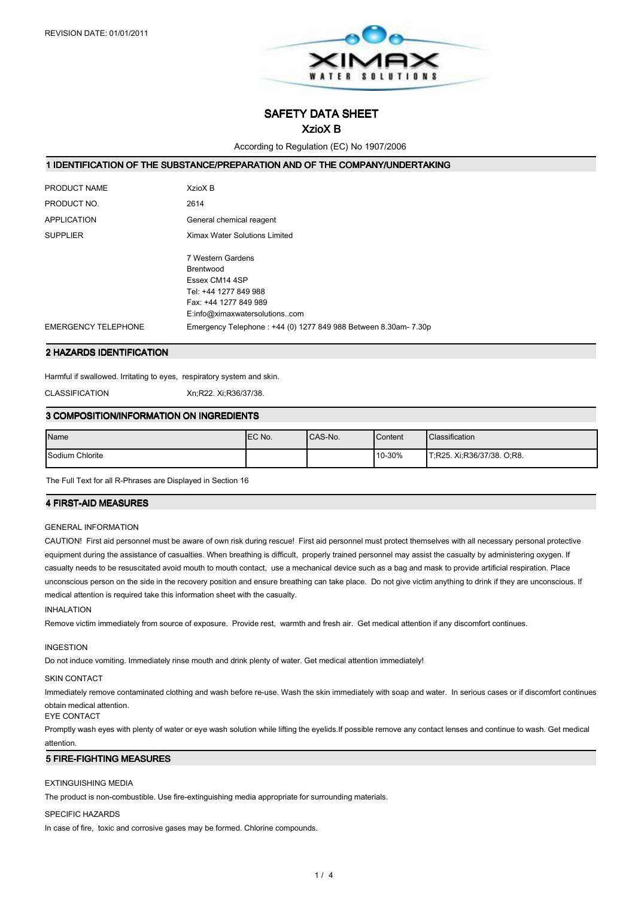REVISION DATE: 01/01/2011

# SAFETY DATA SHEET

## XzioX B

According to Regulation (EC) No 1907/2006

## 1 IDENTIFICATION OF THE SUBSTANCE/PREPARATION AND OF THE COMPANY/UNDERTAKING

| | |
|---|---|
| PRODUCT NAME | XzioX B |
| PRODUCT NO. | 2614 |
| APPLICATION | General chemical reagent |
| SUPPLIER | Ximax Water Solutions Limited<br><br>7 Western Gardens<br>Brentwood<br>Essex CM14 4SP<br>Tel: +44 1277 849 988<br>Fax: +44 1277 849 989<br>E:info@ximaxwatersolutions..com |
| EMERGENCY TELEPHONE | Emergency Telephone : +44 (0) 1277 849 988 Between 8.30am- 7.30p |

## 2 HAZARDS IDENTIFICATION

Harmful if swallowed. Irritating to eyes, respiratory system and skin.

CLASSIFICATION Xn;R22. Xi;R36/37/38.

## 3 COMPOSITION/INFORMATION ON INGREDIENTS

| Name | EC No. | CAS-No. | Content | Classification |
|---|---|---|---|---|
| Sodium Chlorite | | | 10-30% | T;R25. Xi;R36/37/38. O;R8. |

The Full Text for all R-Phrases are Displayed in Section 16

## 4 FIRST-AID MEASURES

GENERAL INFORMATION

CAUTION! First aid personnel must be aware of own risk during rescue! First aid personnel must protect themselves with all necessary personal protective equipment during the assistance of casualties. When breathing is difficult, properly trained personnel may assist the casualty by administering oxygen. If casualty needs to be resuscitated avoid mouth to mouth contact, use a mechanical device such as a bag and mask to provide artificial respiration. Place unconscious person on the side in the recovery position and ensure breathing can take place. Do not give victim anything to drink if they are unconscious. If medical attention is required take this information sheet with the casualty.

INHALATION

Remove victim immediately from source of exposure. Provide rest, warmth and fresh air. Get medical attention if any discomfort continues.

INGESTION

Do not induce vomiting. Immediately rinse mouth and drink plenty of water. Get medical attention immediately!

SKIN CONTACT

Immediately remove contaminated clothing and wash before re-use. Wash the skin immediately with soap and water. In serious cases or if discomfort continues obtain medical attention.

EYE CONTACT

Promptly wash eyes with plenty of water or eye wash solution while lifting the eyelids.If possible remove any contact lenses and continue to wash. Get medical attention.

## 5 FIRE-FIGHTING MEASURES

EXTINGUISHING MEDIA

The product is non-combustible. Use fire-extinguishing media appropriate for surrounding materials.

SPECIFIC HAZARDS

In case of fire, toxic and corrosive gases may be formed. Chlorine compounds.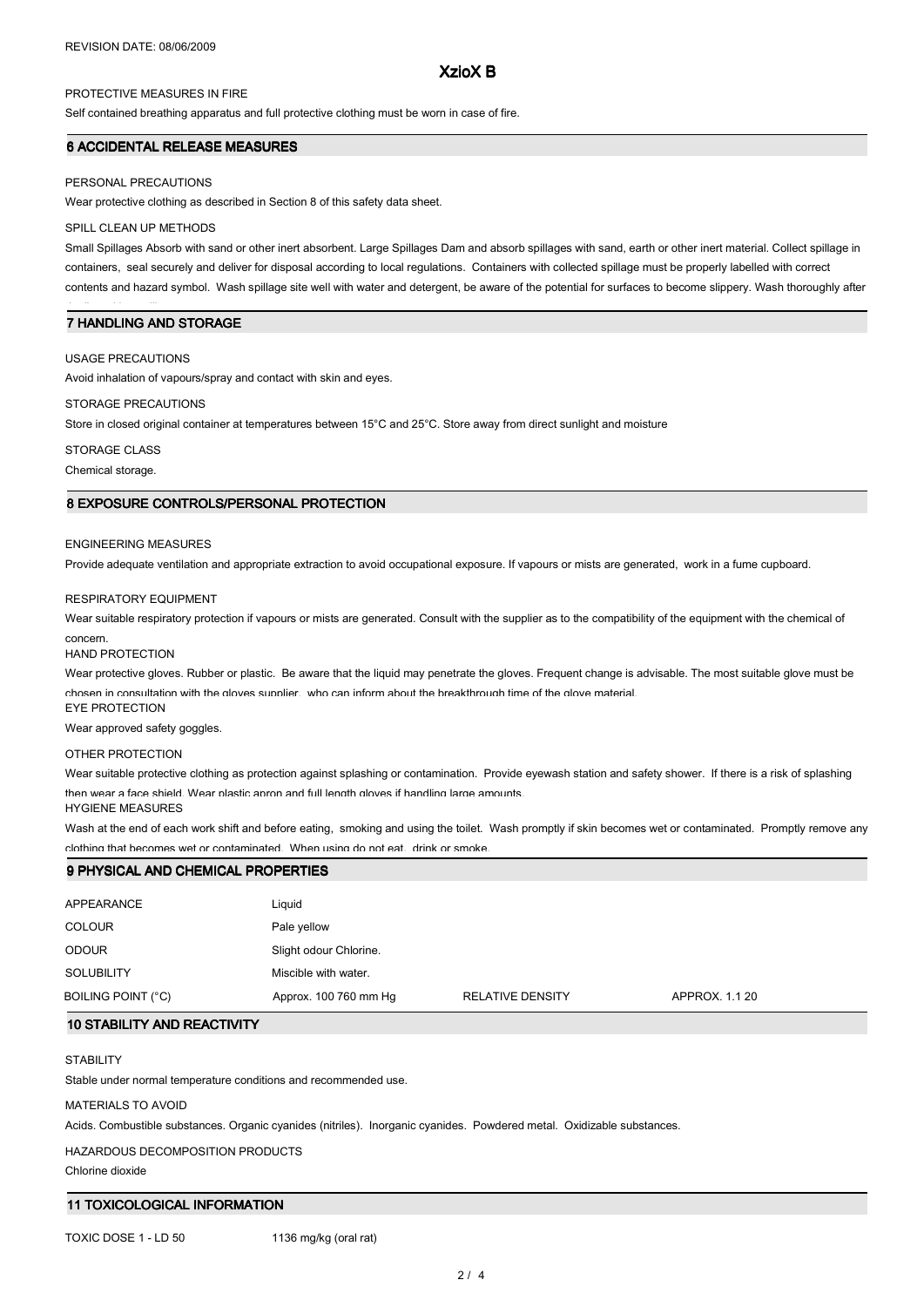PROTECTIVE MEASURES IN FIRE

Self contained breathing apparatus and full protective clothing must be worn in case of fire.

## 6 ACCIDENTAL RELEASE MEASURES

PERSONAL PRECAUTIONS

Wear protective clothing as described in Section 8 of this safety data sheet.

SPILL CLEAN UP METHODS

Small Spillages Absorb with sand or other inert absorbent. Large Spillages Dam and absorb spillages with sand, earth or other inert material. Collect spillage in containers, seal securely and deliver for disposal according to local regulations. Containers with collected spillage must be properly labelled with correct contents and hazard symbol. Wash spillage site well with water and detergent, be aware of the potential for surfaces to become slippery. Wash thoroughly after

## 7 HANDLING AND STORAGE

USAGE PRECAUTIONS

Avoid inhalation of vapours/spray and contact with skin and eyes.

STORAGE PRECAUTIONS

Store in closed original container at temperatures between 15°C and 25°C. Store away from direct sunlight and moisture

STORAGE CLASS

Chemical storage.

## 8 EXPOSURE CONTROLS/PERSONAL PROTECTION

ENGINEERING MEASURES

Provide adequate ventilation and appropriate extraction to avoid occupational exposure. If vapours or mists are generated, work in a fume cupboard.

RESPIRATORY EQUIPMENT

Wear suitable respiratory protection if vapours or mists are generated. Consult with the supplier as to the compatibility of the equipment with the chemical of concern.

HAND PROTECTION

Wear protective gloves. Rubber or plastic. Be aware that the liquid may penetrate the gloves. Frequent change is advisable. The most suitable glove must be chosen in consultation with the gloves supplier, who can inform about the breakthrough time of the glove material.

EYE PROTECTION

Wear approved safety goggles.

OTHER PROTECTION

Wear suitable protective clothing as protection against splashing or contamination. Provide eyewash station and safety shower. If there is a risk of splashing then wear a face shield. Wear plastic apron and full length gloves if handling large amounts.

HYGIENE MEASURES

Wash at the end of each work shift and before eating, smoking and using the toilet. Wash promptly if skin becomes wet or contaminated. Promptly remove any clothing that becomes wet or contaminated. When using do not eat, drink or smoke.

## 9 PHYSICAL AND CHEMICAL PROPERTIES

| | | | |
|---|---|---|---|
| APPEARANCE | Liquid | | |
| COLOUR | Pale yellow | | |
| ODOUR | Slight odour Chlorine. | | |
| SOLUBILITY | Miscible with water. | | |
| BOILING POINT (°C) | Approx. 100 760 mm Hg | RELATIVE DENSITY | APPROX. 1.1 20 |

## 10 STABILITY AND REACTIVITY

STABILITY

Stable under normal temperature conditions and recommended use.

MATERIALS TO AVOID

Acids. Combustible substances. Organic cyanides (nitriles). Inorganic cyanides. Powdered metal. Oxidizable substances.

HAZARDOUS DECOMPOSITION PRODUCTS

Chlorine dioxide

## 11 TOXICOLOGICAL INFORMATION

TOXIC DOSE 1 - LD 50 1136 mg/kg (oral rat)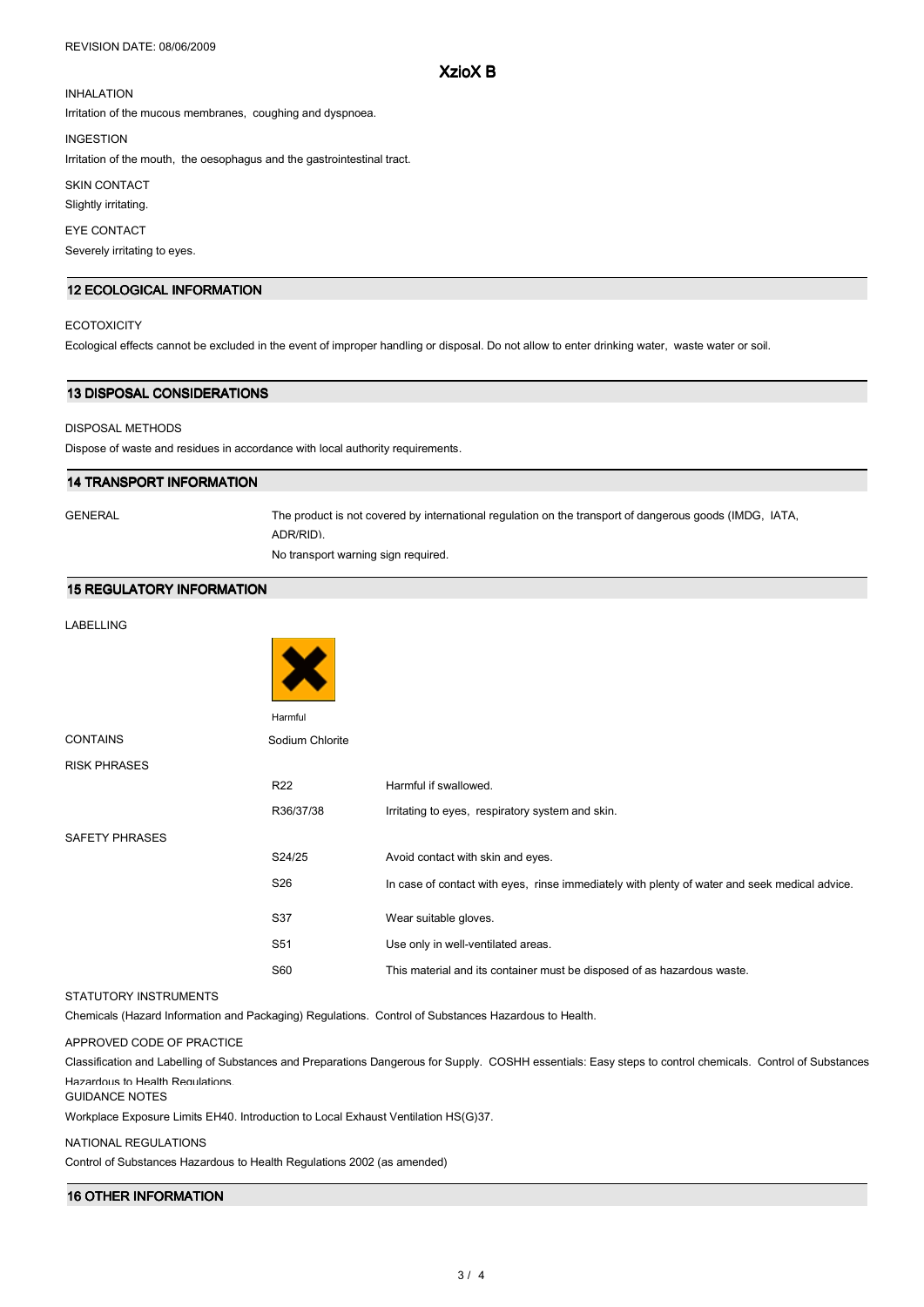INHALATION

Irritation of the mucous membranes, coughing and dyspnoea.

INGESTION

Irritation of the mouth, the oesophagus and the gastrointestinal tract.

SKIN CONTACT

Slightly irritating.

EYE CONTACT

Severely irritating to eyes.

## 12 ECOLOGICAL INFORMATION

ECOTOXICITY

Ecological effects cannot be excluded in the event of improper handling or disposal. Do not allow to enter drinking water, waste water or soil.

## 13 DISPOSAL CONSIDERATIONS

DISPOSAL METHODS

Dispose of waste and residues in accordance with local authority requirements.

## 14 TRANSPORT INFORMATION

GENERAL

The product is not covered by international regulation on the transport of dangerous goods (IMDG, IATA, ADR/RID).

No transport warning sign required.

## 15 REGULATORY INFORMATION

LABELLING

Harmful

CONTAINS: Sodium Chlorite

RISK PHRASES

| | |
|---|---|
| R22 | Harmful if swallowed. |
| R36/37/38 | Irritating to eyes, respiratory system and skin. |

SAFETY PHRASES

| | |
|---|---|
| S24/25 | Avoid contact with skin and eyes. |
| S26 | In case of contact with eyes, rinse immediately with plenty of water and seek medical advice. |
| S37 | Wear suitable gloves. |
| S51 | Use only in well-ventilated areas. |
| S60 | This material and its container must be disposed of as hazardous waste. |

STATUTORY INSTRUMENTS

Chemicals (Hazard Information and Packaging) Regulations. Control of Substances Hazardous to Health.

APPROVED CODE OF PRACTICE

Classification and Labelling of Substances and Preparations Dangerous for Supply. COSHH essentials: Easy steps to control chemicals. Control of Substances Hazardous to Health Regulations.

GUIDANCE NOTES

Workplace Exposure Limits EH40. Introduction to Local Exhaust Ventilation HS(G)37.

NATIONAL REGULATIONS

Control of Substances Hazardous to Health Regulations 2002 (as amended)

## 16 OTHER INFORMATION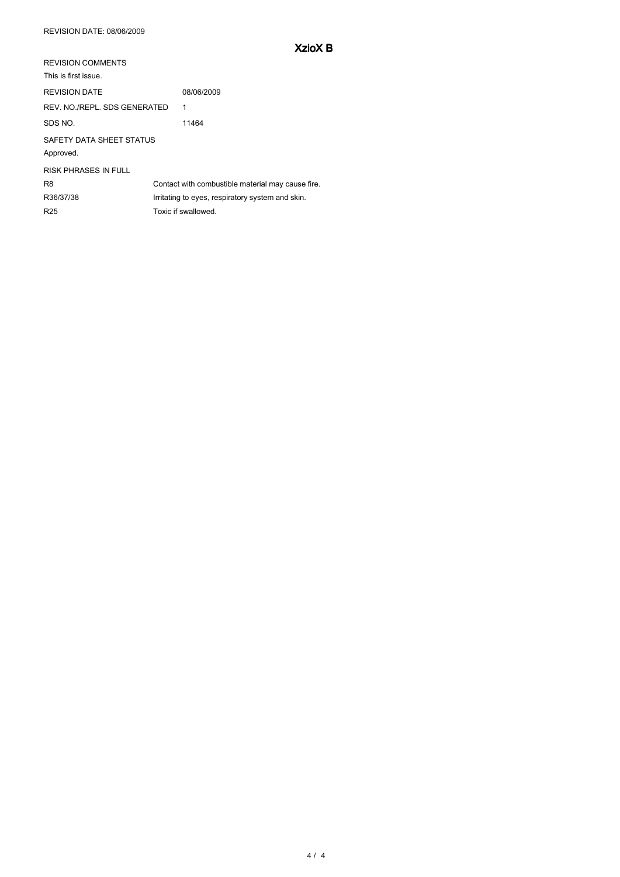# XzioX B

REVISION COMMENTS

This is first issue.

| | |
|---|---|
| REVISION DATE | 08/06/2009 |
| REV. NO./REPL. SDS GENERATED | 1 |
| SDS NO. | 11464 |

SAFETY DATA SHEET STATUS

Approved.

RISK PHRASES IN FULL

| | |
|---|---|
| R8 | Contact with combustible material may cause fire. |
| R36/37/38 | Irritating to eyes, respiratory system and skin. |
| R25 | Toxic if swallowed. |